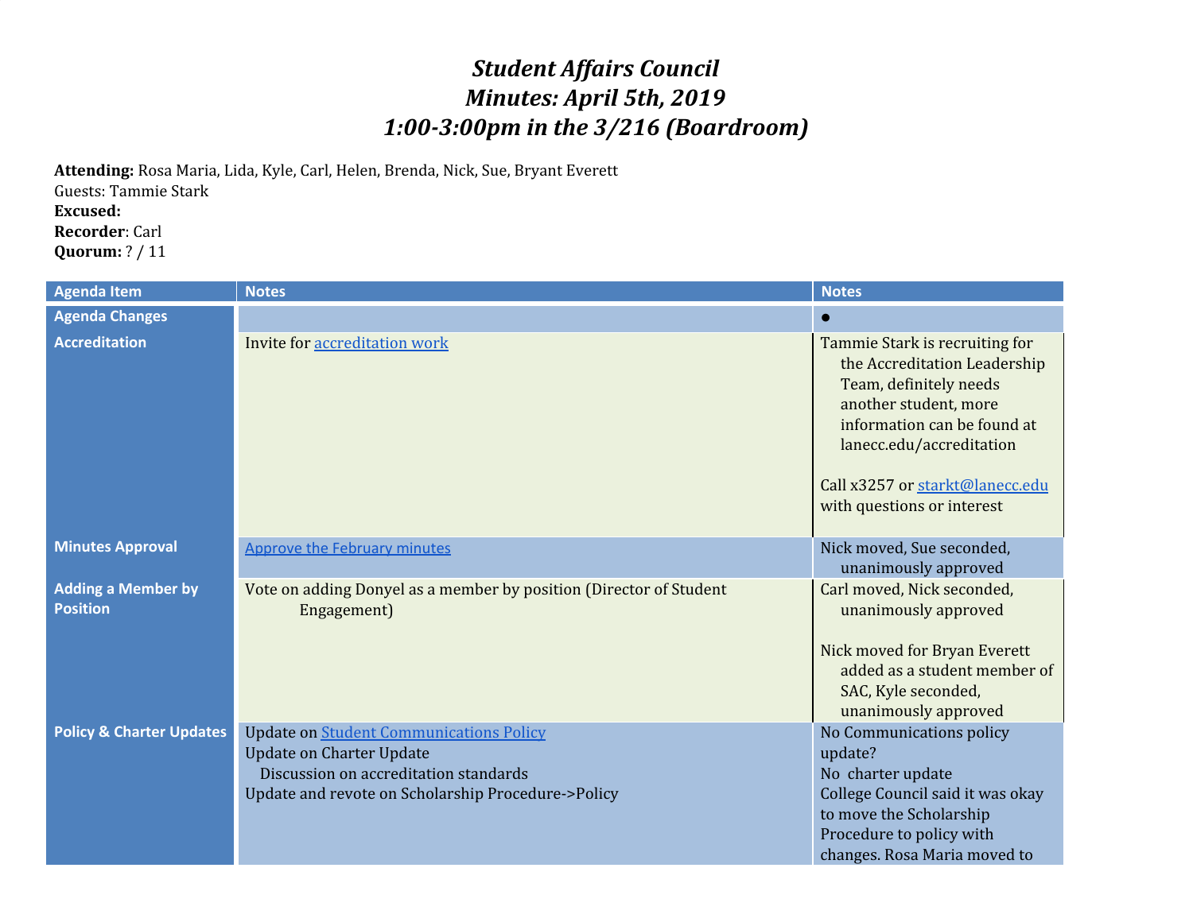# *Student Affairs Council*
# *Minutes: April 5th, 2019*
# *1:00-3:00pm in the 3/216 (Boardroom)*

**Attending:** Rosa Maria, Lida, Kyle, Carl, Helen, Brenda, Nick, Sue, Bryant Everett
Guests: Tammie Stark
**Excused:**
**Recorder**: Carl
**Quorum:** ? / 11

| Agenda Item | Notes | Notes |
|---|---|---|
| **Agenda Changes** | | • |
| **Accreditation** | Invite for accreditation work | Tammie Stark is recruiting for the Accreditation Leadership Team, definitely needs another student, more information can be found at lanecc.edu/accreditation<br><br>Call x3257 or starkt@lanecc.edu with questions or interest |
| **Minutes Approval** | Approve the February minutes | Nick moved, Sue seconded, unanimously approved |
| **Adding a Member by Position** | Vote on adding Donyel as a member by position (Director of Student Engagement) | Carl moved, Nick seconded, unanimously approved<br><br>Nick moved for Bryan Everett added as a student member of SAC, Kyle seconded, unanimously approved |
| **Policy & Charter Updates** | Update on Student Communications Policy<br>Update on Charter Update<br>Discussion on accreditation standards<br>Update and revote on Scholarship Procedure->Policy | No Communications policy update?<br>No charter update<br>College Council said it was okay to move the Scholarship Procedure to policy with changes. Rosa Maria moved to |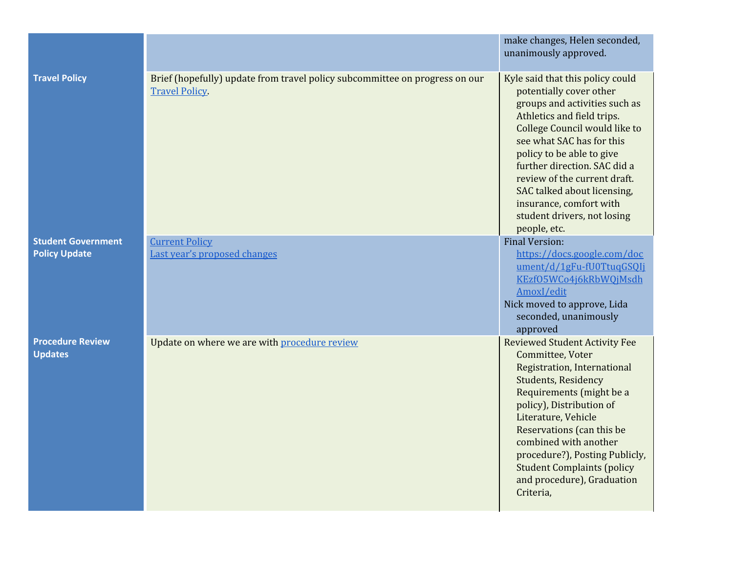| | | |
|---|---|---|
| | | make changes, Helen seconded, unanimously approved. |
| **Travel Policy** | Brief (hopefully) update from travel policy subcommittee on progress on our Travel Policy. | Kyle said that this policy could potentially cover other groups and activities such as Athletics and field trips. College Council would like to see what SAC has for this policy to be able to give further direction. SAC did a review of the current draft. SAC talked about licensing, insurance, comfort with student drivers, not losing people, etc. |
| **Student Government Policy Update** | Current Policy<br>Last year's proposed changes | Final Version: https://docs.google.com/document/d/1gFu-fU0TtuqGSQIjKEzfO5WCo4j6kRbWQjMsdhAmoxI/edit<br>Nick moved to approve, Lida seconded, unanimously approved |
| **Procedure Review Updates** | Update on where we are with procedure review | Reviewed Student Activity Fee Committee, Voter Registration, International Students, Residency Requirements (might be a policy), Distribution of Literature, Vehicle Reservations (can this be combined with another procedure?), Posting Publicly, Student Complaints (policy and procedure), Graduation Criteria, |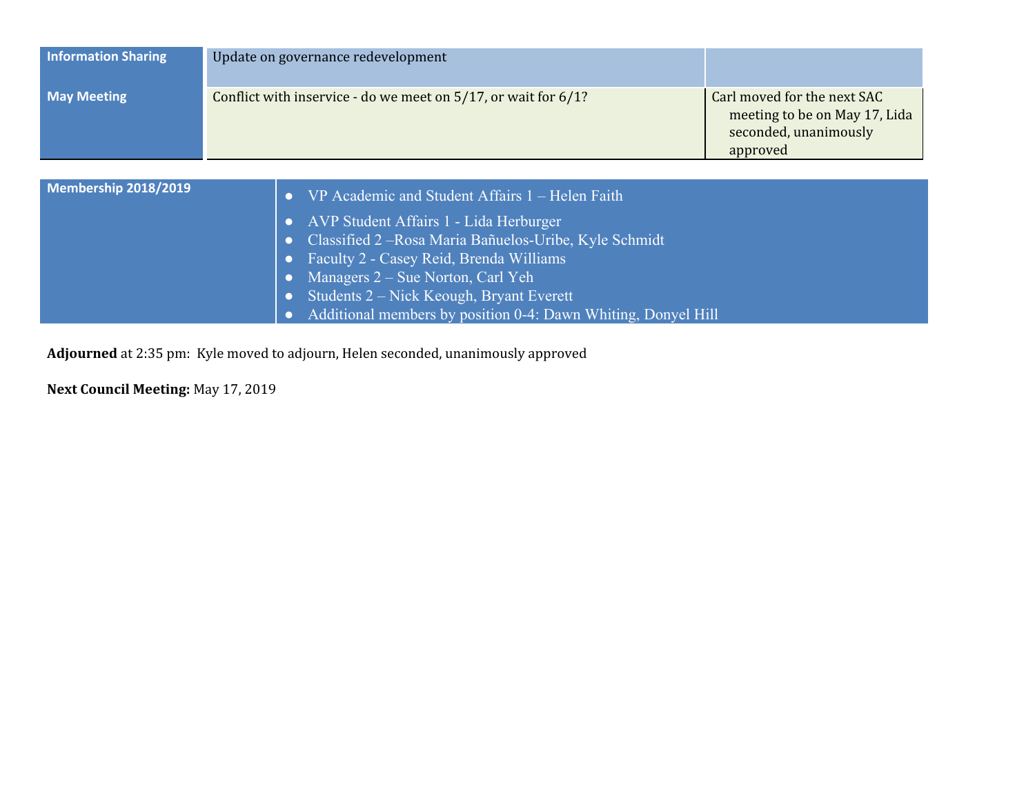| | | |
|---|---|---|
| **Information Sharing** | Update on governance redevelopment | |
| **May Meeting** | Conflict with inservice - do we meet on 5/17, or wait for 6/1? | Carl moved for the next SAC meeting to be on May 17, Lida seconded, unanimously approved |

| | |
|---|---|
| **Membership 2018/2019** | • VP Academic and Student Affairs 1 – Helen Faith<br>• AVP Student Affairs 1 - Lida Herburger<br>• Classified 2 –Rosa Maria Bañuelos-Uribe, Kyle Schmidt<br>• Faculty 2 - Casey Reid, Brenda Williams<br>• Managers 2 – Sue Norton, Carl Yeh<br>• Students 2 – Nick Keough, Bryant Everett<br>• Additional members by position 0-4: Dawn Whiting, Donyel Hill |

**Adjourned** at 2:35 pm: Kyle moved to adjourn, Helen seconded, unanimously approved

**Next Council Meeting:** May 17, 2019